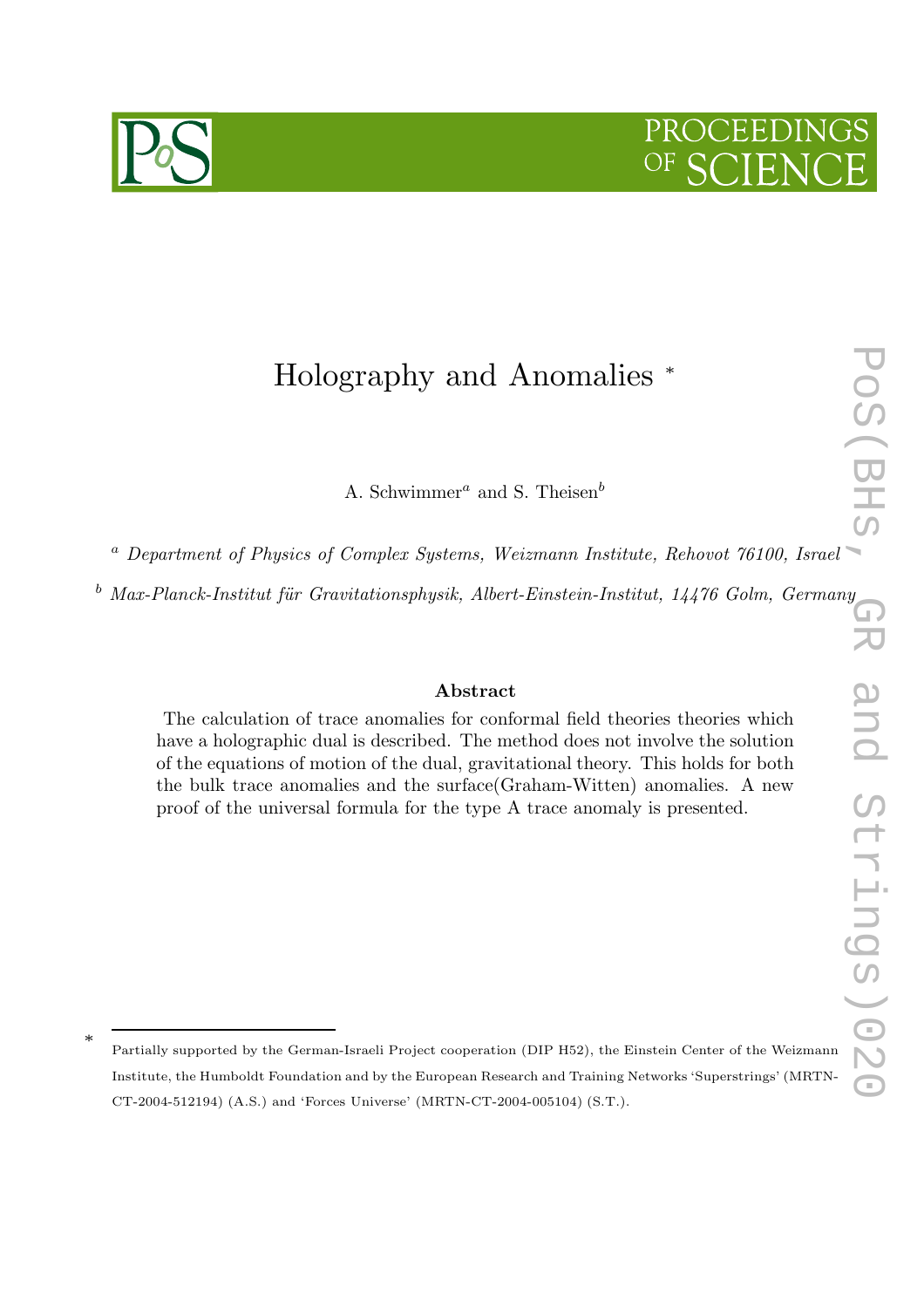# Holography and Anomalies *

A. Schwimmer[a] and S. Theisen[b]

[a] *Department of Physics of Complex Systems, Weizmann Institute, Rehovot 76100, Israel*

[b] *Max-Planck-Institut für Gravitationsphysik, Albert-Einstein-Institut, 14476 Golm, Germany*

## Abstract

The calculation of trace anomalies for conformal field theories theories which have a holographic dual is described. The method does not involve the solution of the equations of motion of the dual, gravitational theory. This holds for both the bulk trace anomalies and the surface(Graham-Witten) anomalies. A new proof of the universal formula for the type A trace anomaly is presented.

---

* Partially supported by the German-Israeli Project cooperation (DIP H52), the Einstein Center of the Weizmann Institute, the Humboldt Foundation and by the European Research and Training Networks 'Superstrings' (MRTN-CT-2004-512194) (A.S.) and 'Forces Universe' (MRTN-CT-2004-005104) (S.T.).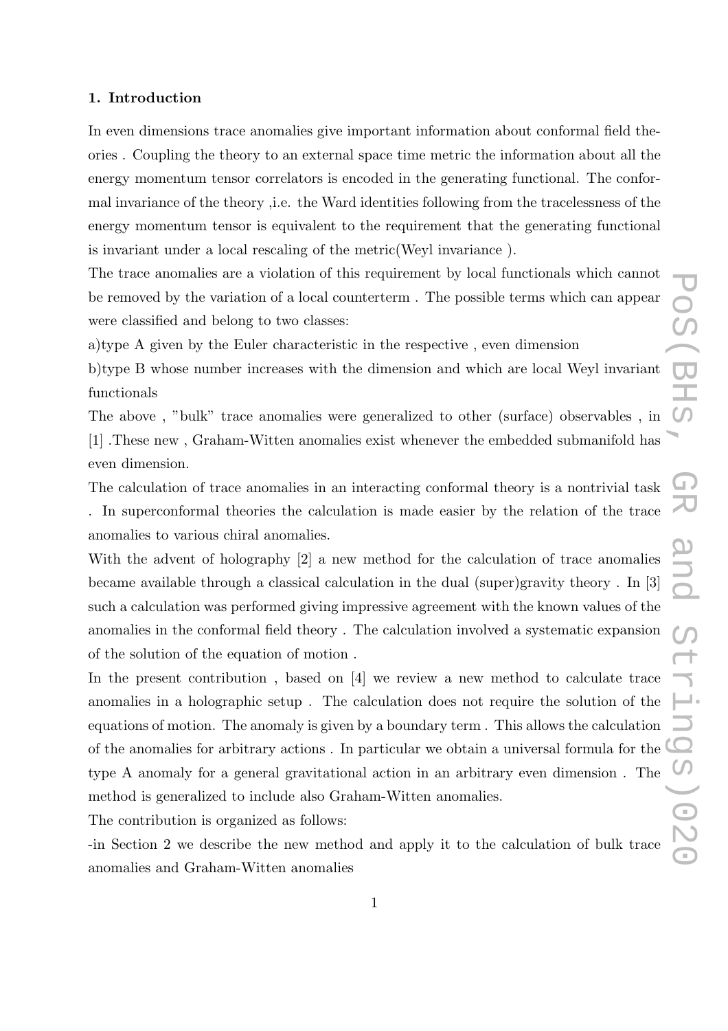## 1. Introduction

In even dimensions trace anomalies give important information about conformal field theories . Coupling the theory to an external space time metric the information about all the energy momentum tensor correlators is encoded in the generating functional. The conformal invariance of the theory ,i.e. the Ward identities following from the tracelessness of the energy momentum tensor is equivalent to the requirement that the generating functional is invariant under a local rescaling of the metric(Weyl invariance ).

The trace anomalies are a violation of this requirement by local functionals which cannot be removed by the variation of a local counterterm . The possible terms which can appear were classified and belong to two classes:

a)type A given by the Euler characteristic in the respective , even dimension

b)type B whose number increases with the dimension and which are local Weyl invariant functionals

The above , "bulk" trace anomalies were generalized to other (surface) observables , in [1] .These new , Graham-Witten anomalies exist whenever the embedded submanifold has even dimension.

The calculation of trace anomalies in an interacting conformal theory is a nontrivial task . In superconformal theories the calculation is made easier by the relation of the trace anomalies to various chiral anomalies.

With the advent of holography [2] a new method for the calculation of trace anomalies became available through a classical calculation in the dual (super)gravity theory . In [3] such a calculation was performed giving impressive agreement with the known values of the anomalies in the conformal field theory . The calculation involved a systematic expansion of the solution of the equation of motion .

In the present contribution , based on [4] we review a new method to calculate trace anomalies in a holographic setup . The calculation does not require the solution of the equations of motion. The anomaly is given by a boundary term . This allows the calculation of the anomalies for arbitrary actions . In particular we obtain a universal formula for the type A anomaly for a general gravitational action in an arbitrary even dimension . The method is generalized to include also Graham-Witten anomalies.

The contribution is organized as follows:

-in Section 2 we describe the new method and apply it to the calculation of bulk trace anomalies and Graham-Witten anomalies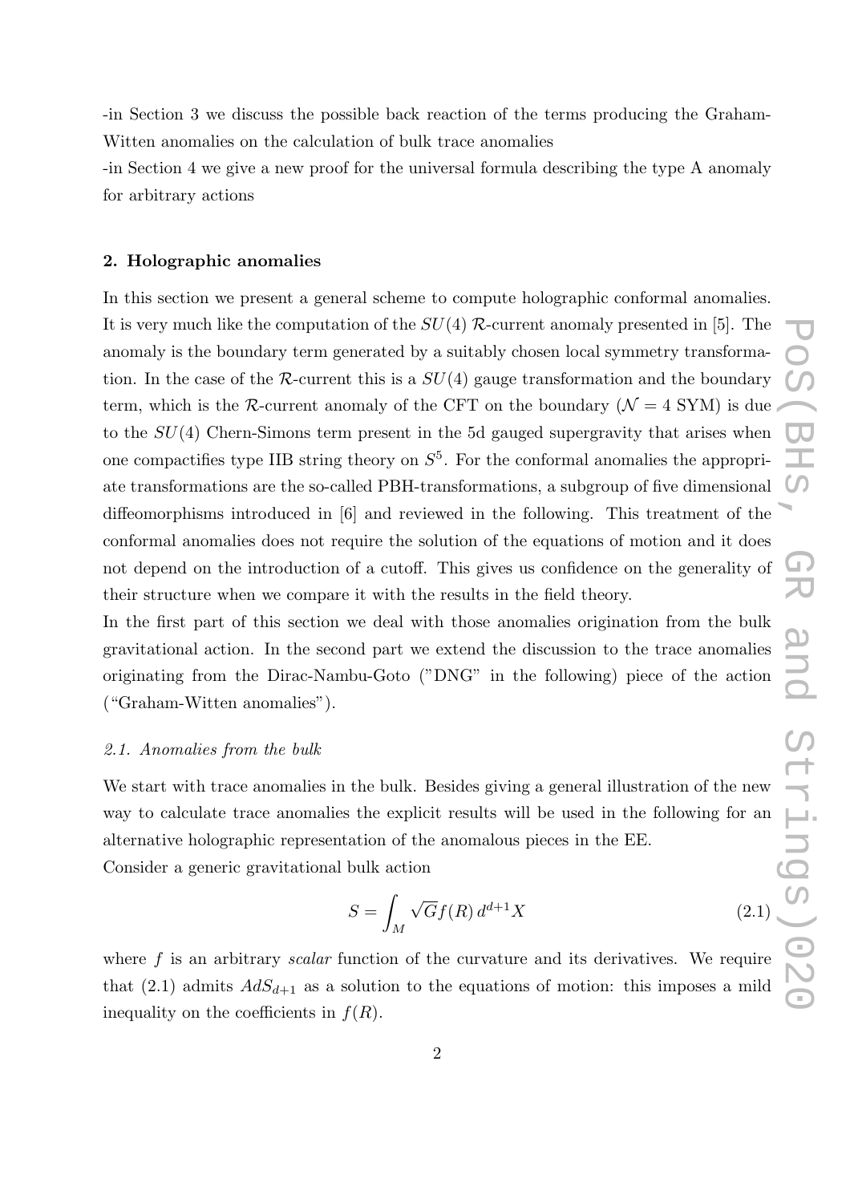-in Section 3 we discuss the possible back reaction of the terms producing the Graham-Witten anomalies on the calculation of bulk trace anomalies

-in Section 4 we give a new proof for the universal formula describing the type A anomaly for arbitrary actions

## 2. Holographic anomalies

In this section we present a general scheme to compute holographic conformal anomalies. It is very much like the computation of the $SU(4)$ $\mathcal{R}$-current anomaly presented in [5]. The anomaly is the boundary term generated by a suitably chosen local symmetry transformation. In the case of the $\mathcal{R}$-current this is a $SU(4)$ gauge transformation and the boundary term, which is the $\mathcal{R}$-current anomaly of the CFT on the boundary ($\mathcal{N} = 4$ SYM) is due to the $SU(4)$ Chern-Simons term present in the 5d gauged supergravity that arises when one compactifies type IIB string theory on $S^5$. For the conformal anomalies the appropriate transformations are the so-called PBH-transformations, a subgroup of five dimensional diffeomorphisms introduced in [6] and reviewed in the following. This treatment of the conformal anomalies does not require the solution of the equations of motion and it does not depend on the introduction of a cutoff. This gives us confidence on the generality of their structure when we compare it with the results in the field theory.

In the first part of this section we deal with those anomalies origination from the bulk gravitational action. In the second part we extend the discussion to the trace anomalies originating from the Dirac-Nambu-Goto ("DNG" in the following) piece of the action ("Graham-Witten anomalies").

### *2.1. Anomalies from the bulk*

We start with trace anomalies in the bulk. Besides giving a general illustration of the new way to calculate trace anomalies the explicit results will be used in the following for an alternative holographic representation of the anomalous pieces in the EE.

Consider a generic gravitational bulk action

$$S = \int_M \sqrt{G} f(R)\, d^{d+1}X \tag{2.1}$$

where $f$ is an arbitrary *scalar* function of the curvature and its derivatives. We require that (2.1) admits $AdS_{d+1}$ as a solution to the equations of motion: this imposes a mild inequality on the coefficients in $f(R)$.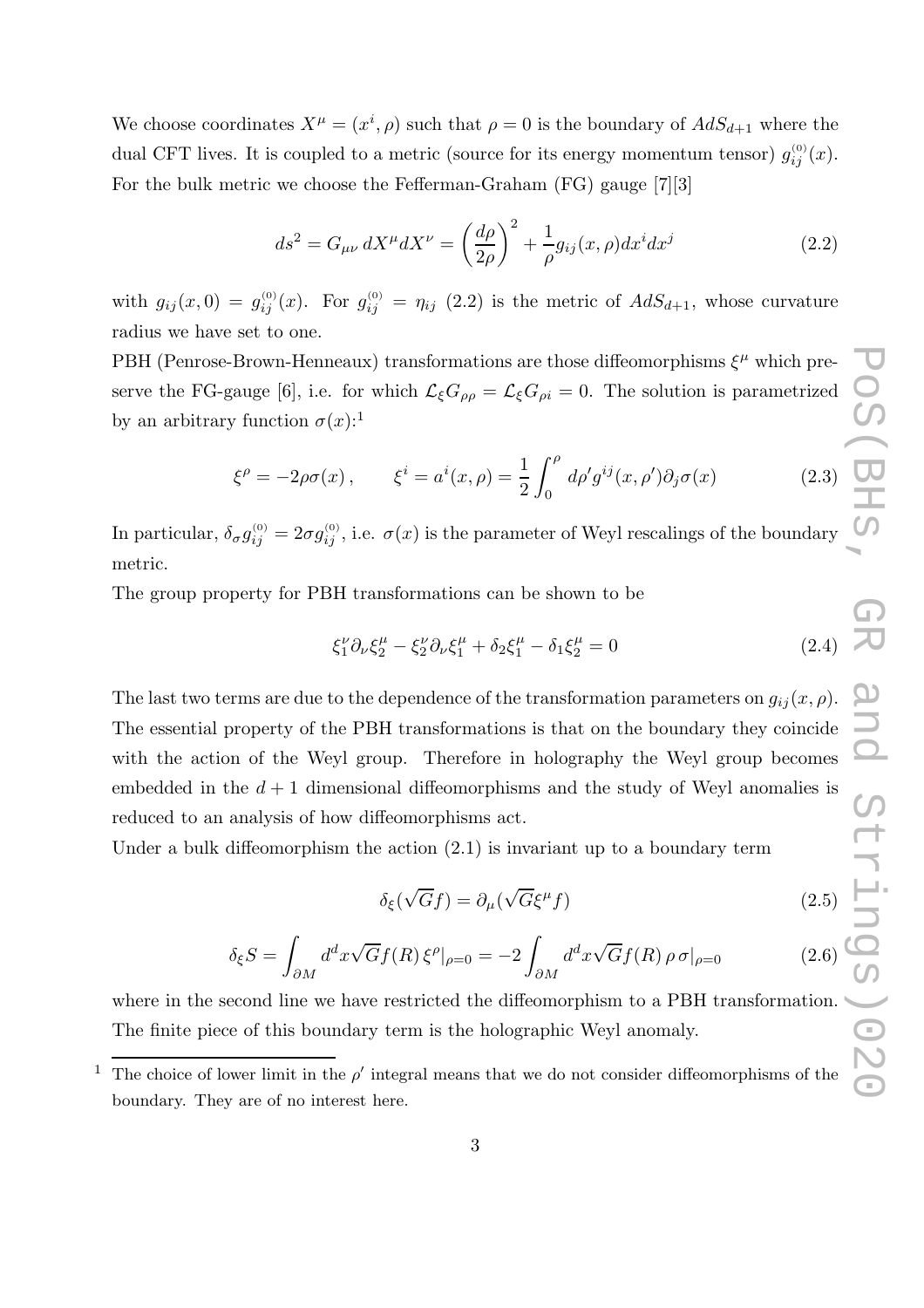We choose coordinates $X^\mu = (x^i, \rho)$ such that $\rho = 0$ is the boundary of $AdS_{d+1}$ where the dual CFT lives. It is coupled to a metric (source for its energy momentum tensor) $g^{(0)}_{ij}(x)$. For the bulk metric we choose the Fefferman-Graham (FG) gauge [7][3]

$$ds^2 = G_{\mu\nu}\, dX^\mu dX^\nu = \left(\frac{d\rho}{2\rho}\right)^2 + \frac{1}{\rho} g_{ij}(x,\rho) dx^i dx^j \tag{2.2}$$

with $g_{ij}(x,0) = g^{(0)}_{ij}(x)$. For $g^{(0)}_{ij} = \eta_{ij}$ (2.2) is the metric of $AdS_{d+1}$, whose curvature radius we have set to one.

PBH (Penrose-Brown-Henneaux) transformations are those diffeomorphisms $\xi^\mu$ which preserve the FG-gauge [6], i.e. for which $\mathcal{L}_\xi G_{\rho\rho} = \mathcal{L}_\xi G_{\rho i} = 0$. The solution is parametrized by an arbitrary function $\sigma(x)$:[1]

$$\xi^\rho = -2\rho\sigma(x)\,, \qquad \xi^i = a^i(x,\rho) = \frac{1}{2}\int_0^\rho d\rho' g^{ij}(x,\rho')\partial_j \sigma(x) \tag{2.3}$$

In particular, $\delta_\sigma g^{(0)}_{ij} = 2\sigma g^{(0)}_{ij}$, i.e. $\sigma(x)$ is the parameter of Weyl rescalings of the boundary metric.

The group property for PBH transformations can be shown to be

$$\xi_1^\nu \partial_\nu \xi_2^\mu - \xi_2^\nu \partial_\nu \xi_1^\mu + \delta_2 \xi_1^\mu - \delta_1 \xi_2^\mu = 0 \tag{2.4}$$

The last two terms are due to the dependence of the transformation parameters on $g_{ij}(x,\rho)$. The essential property of the PBH transformations is that on the boundary they coincide with the action of the Weyl group. Therefore in holography the Weyl group becomes embedded in the $d+1$ dimensional diffeomorphisms and the study of Weyl anomalies is reduced to an analysis of how diffeomorphisms act.

Under a bulk diffeomorphism the action (2.1) is invariant up to a boundary term

$$\delta_\xi(\sqrt{G} f) = \partial_\mu(\sqrt{G}\xi^\mu f) \tag{2.5}$$

$$\delta_\xi S = \int_{\partial M} d^d x \sqrt{G} f(R)\, \xi^\rho|_{\rho=0} = -2\int_{\partial M} d^d x \sqrt{G} f(R)\, \rho\, \sigma|_{\rho=0} \tag{2.6}$$

where in the second line we have restricted the diffeomorphism to a PBH transformation. The finite piece of this boundary term is the holographic Weyl anomaly.

[1] The choice of lower limit in the $\rho'$ integral means that we do not consider diffeomorphisms of the boundary. They are of no interest here.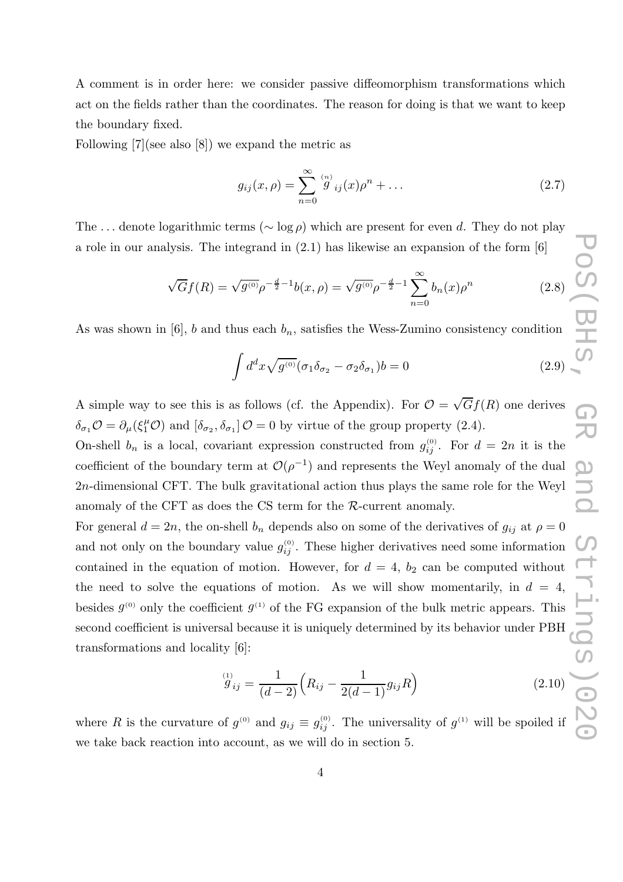A comment is in order here: we consider passive diffeomorphism transformations which act on the fields rather than the coordinates. The reason for doing is that we want to keep the boundary fixed.

Following [7](see also [8]) we expand the metric as

$$g_{ij}(x,\rho) = \sum_{n=0}^{\infty} \overset{\scriptscriptstyle (n)}{g}{}_{ij}(x)\rho^n + \ldots \tag{2.7}$$

The $\ldots$ denote logarithmic terms ($\sim \log \rho$) which are present for even $d$. They do not play a role in our analysis. The integrand in (2.1) has likewise an expansion of the form [6]

$$\sqrt{G} f(R) = \sqrt{g^{(0)}}\rho^{-\frac{d}{2}-1} b(x,\rho) = \sqrt{g^{(0)}}\rho^{-\frac{d}{2}-1} \sum_{n=0}^{\infty} b_n(x)\rho^n \tag{2.8}$$

As was shown in [6], $b$ and thus each $b_n$, satisfies the Wess-Zumino consistency condition

$$\int d^d x \sqrt{g^{(0)}} (\sigma_1 \delta_{\sigma_2} - \sigma_2 \delta_{\sigma_1}) b = 0 \tag{2.9}$$

A simple way to see this is as follows (cf. the Appendix). For $\mathcal{O} = \sqrt{G} f(R)$ one derives $\delta_{\sigma_1}\mathcal{O} = \partial_\mu(\xi_1^\mu \mathcal{O})$ and $[\delta_{\sigma_2}, \delta_{\sigma_1}]\,\mathcal{O} = 0$ by virtue of the group property (2.4).

On-shell $b_n$ is a local, covariant expression constructed from $g^{(0)}_{ij}$. For $d = 2n$ it is the coefficient of the boundary term at $\mathcal{O}(\rho^{-1})$ and represents the Weyl anomaly of the dual $2n$-dimensional CFT. The bulk gravitational action thus plays the same role for the Weyl anomaly of the CFT as does the CS term for the $\mathcal{R}$-current anomaly.

For general $d = 2n$, the on-shell $b_n$ depends also on some of the derivatives of $g_{ij}$ at $\rho = 0$ and not only on the boundary value $g^{(0)}_{ij}$. These higher derivatives need some information contained in the equation of motion. However, for $d = 4$, $b_2$ can be computed without the need to solve the equations of motion. As we will show momentarily, in $d = 4$, besides $g^{(0)}$ only the coefficient $g^{(1)}$ of the FG expansion of the bulk metric appears. This second coefficient is universal because it is uniquely determined by its behavior under PBH transformations and locality [6]:

$$\overset{\scriptscriptstyle (1)}{g}{}_{ij} = \frac{1}{(d-2)}\Big(R_{ij} - \frac{1}{2(d-1)} g_{ij} R\Big) \tag{2.10}$$

where $R$ is the curvature of $g^{(0)}$ and $g_{ij} \equiv g^{(0)}_{ij}$. The universality of $g^{(1)}$ will be spoiled if we take back reaction into account, as we will do in section 5.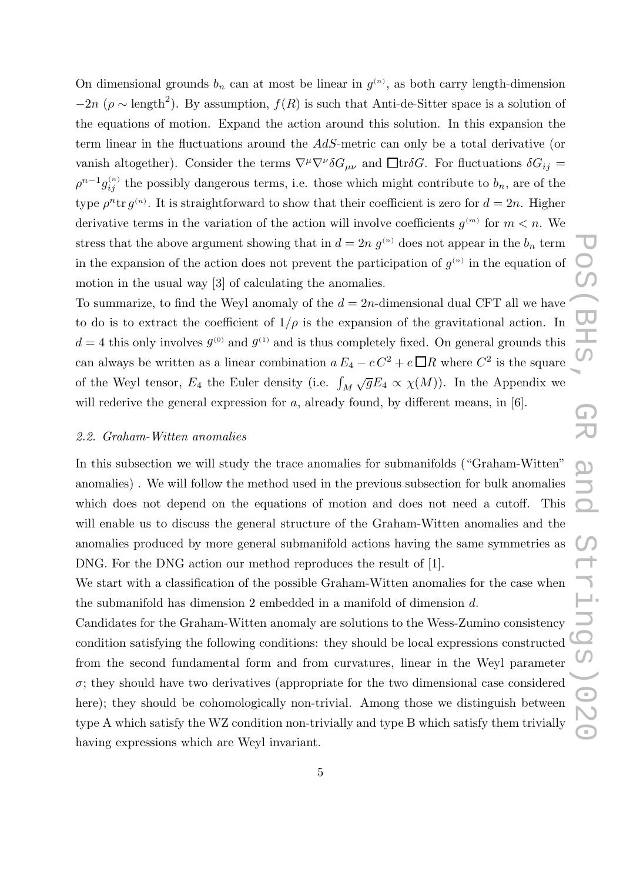On dimensional grounds $b_n$ can at most be linear in $g^{(n)}$, as both carry length-dimension $-2n$ ($\rho \sim \text{length}^2$). By assumption, $f(R)$ is such that Anti-de-Sitter space is a solution of the equations of motion. Expand the action around this solution. In this expansion the term linear in the fluctuations around the $AdS$-metric can only be a total derivative (or vanish altogether). Consider the terms $\nabla^\mu \nabla^\nu \delta G_{\mu\nu}$ and $\Box \text{tr} \delta G$. For fluctuations $\delta G_{ij} = \rho^{n-1} g^{(n)}_{ij}$ the possibly dangerous terms, i.e. those which might contribute to $b_n$, are of the type $\rho^n \text{tr}\, g^{(n)}$. It is straightforward to show that their coefficient is zero for $d = 2n$. Higher derivative terms in the variation of the action will involve coefficients $g^{(m)}$ for $m < n$. We stress that the above argument showing that in $d = 2n$ $g^{(n)}$ does not appear in the $b_n$ term in the expansion of the action does not prevent the participation of $g^{(n)}$ in the equation of motion in the usual way [3] of calculating the anomalies.

To summarize, to find the Weyl anomaly of the $d = 2n$-dimensional dual CFT all we have to do is to extract the coefficient of $1/\rho$ is the expansion of the gravitational action. In $d = 4$ this only involves $g^{(0)}$ and $g^{(1)}$ and is thus completely fixed. On general grounds this can always be written as a linear combination $a\, E_4 - c\, C^2 + e\, \Box R$ where $C^2$ is the square of the Weyl tensor, $E_4$ the Euler density (i.e. $\int_M \sqrt{g} E_4 \propto \chi(M)$). In the Appendix we will rederive the general expression for $a$, already found, by different means, in [6].

### *2.2. Graham-Witten anomalies*

In this subsection we will study the trace anomalies for submanifolds ("Graham-Witten" anomalies) . We will follow the method used in the previous subsection for bulk anomalies which does not depend on the equations of motion and does not need a cutoff. This will enable us to discuss the general structure of the Graham-Witten anomalies and the anomalies produced by more general submanifold actions having the same symmetries as DNG. For the DNG action our method reproduces the result of [1].

We start with a classification of the possible Graham-Witten anomalies for the case when the submanifold has dimension 2 embedded in a manifold of dimension $d$.

Candidates for the Graham-Witten anomaly are solutions to the Wess-Zumino consistency condition satisfying the following conditions: they should be local expressions constructed from the second fundamental form and from curvatures, linear in the Weyl parameter $\sigma$; they should have two derivatives (appropriate for the two dimensional case considered here); they should be cohomologically non-trivial. Among those we distinguish between type A which satisfy the WZ condition non-trivially and type B which satisfy them trivially having expressions which are Weyl invariant.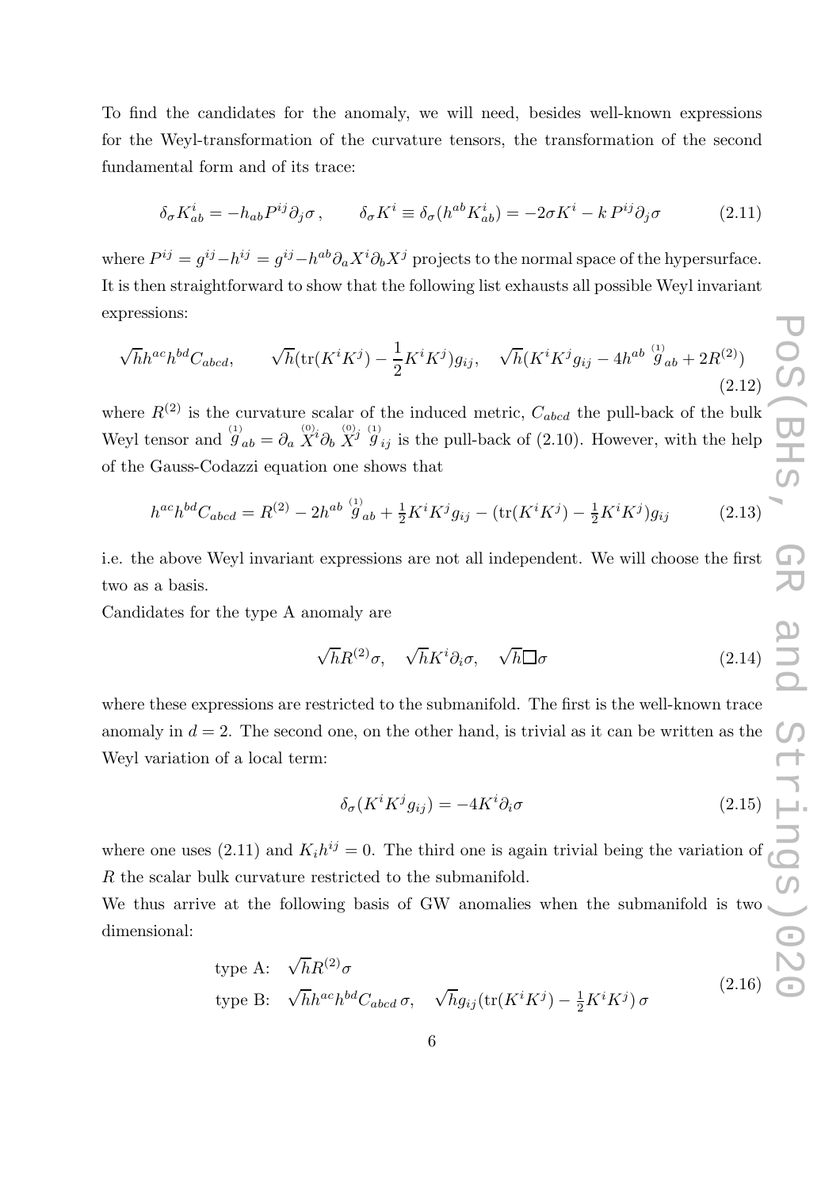To find the candidates for the anomaly, we will need, besides well-known expressions for the Weyl-transformation of the curvature tensors, the transformation of the second fundamental form and of its trace:

$$\delta_\sigma K^i_{ab} = -h_{ab} P^{ij} \partial_j \sigma \,, \qquad \delta_\sigma K^i \equiv \delta_\sigma (h^{ab} K^i_{ab}) = -2\sigma K^i - k\, P^{ij} \partial_j \sigma \tag{2.11}$$

where $P^{ij} = g^{ij} - h^{ij} = g^{ij} - h^{ab} \partial_a X^i \partial_b X^j$ projects to the normal space of the hypersurface. It is then straightforward to show that the following list exhausts all possible Weyl invariant expressions:

$$\sqrt{h} h^{ac} h^{bd} C_{abcd}, \qquad \sqrt{h} (\mathrm{tr}(K^i K^j) - \frac{1}{2} K^i K^j) g_{ij}, \quad \sqrt{h} (K^i K^j g_{ij} - 4 h^{ab} \overset{(1)}{g}_{ab} + 2 R^{(2)}) \tag{2.12}$$

where $R^{(2)}$ is the curvature scalar of the induced metric, $C_{abcd}$ the pull-back of the bulk Weyl tensor and $\overset{(1)}{g}_{ab} = \partial_a \overset{(0)}{X^i} \partial_b \overset{(0)}{X^j} \overset{(1)}{g}_{ij}$ is the pull-back of (2.10). However, with the help of the Gauss-Codazzi equation one shows that

$$h^{ac} h^{bd} C_{abcd} = R^{(2)} - 2 h^{ab} \overset{(1)}{g}_{ab} + \tfrac{1}{2} K^i K^j g_{ij} - (\mathrm{tr}(K^i K^j) - \tfrac{1}{2} K^i K^j) g_{ij} \tag{2.13}$$

i.e. the above Weyl invariant expressions are not all independent. We will choose the first two as a basis.

Candidates for the type A anomaly are

$$\sqrt{h} R^{(2)} \sigma, \quad \sqrt{h} K^i \partial_i \sigma, \quad \sqrt{h} \Box \sigma \tag{2.14}$$

where these expressions are restricted to the submanifold. The first is the well-known trace anomaly in $d = 2$. The second one, on the other hand, is trivial as it can be written as the Weyl variation of a local term:

$$\delta_\sigma (K^i K^j g_{ij}) = -4 K^i \partial_i \sigma \tag{2.15}$$

where one uses (2.11) and $K_i h^{ij} = 0$. The third one is again trivial being the variation of $R$ the scalar bulk curvature restricted to the submanifold.

We thus arrive at the following basis of GW anomalies when the submanifold is two dimensional:

$$\begin{aligned} &\text{type A:} \quad \sqrt{h} R^{(2)} \sigma \\ &\text{type B:} \quad \sqrt{h} h^{ac} h^{bd} C_{abcd}\, \sigma, \quad \sqrt{h} g_{ij} (\mathrm{tr}(K^i K^j) - \tfrac{1}{2} K^i K^j)\, \sigma \end{aligned} \tag{2.16}$$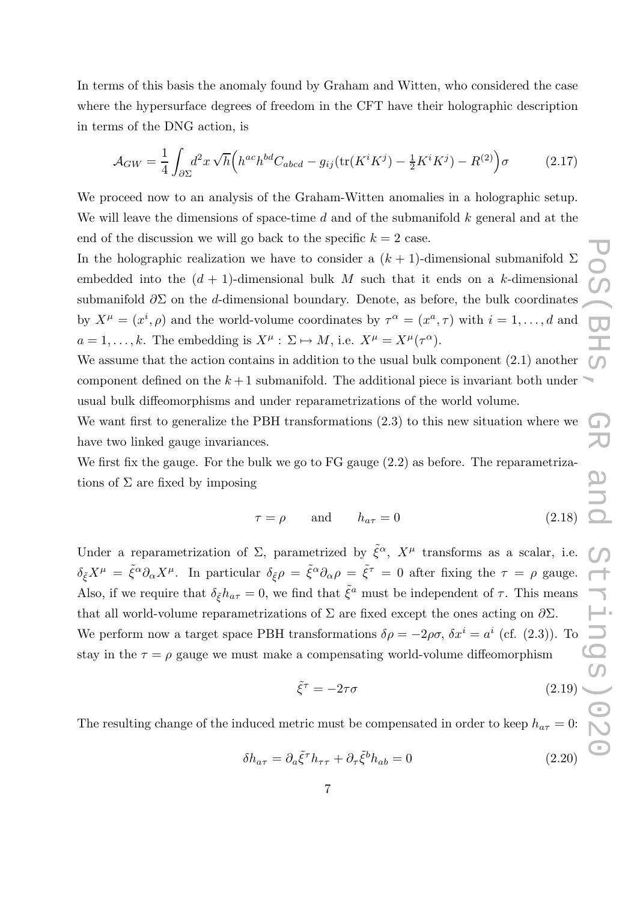In terms of this basis the anomaly found by Graham and Witten, who considered the case where the hypersurface degrees of freedom in the CFT have their holographic description in terms of the DNG action, is

$$\mathcal{A}_{GW} = \frac{1}{4}\int_{\partial\Sigma} d^2x\, \sqrt{h}\Big(h^{ac}h^{bd}C_{abcd} - g_{ij}(\mathrm{tr}(K^iK^j) - \tfrac{1}{2}K^iK^j) - R^{(2)}\Big)\sigma \tag{2.17}$$

We proceed now to an analysis of the Graham-Witten anomalies in a holographic setup. We will leave the dimensions of space-time $d$ and of the submanifold $k$ general and at the end of the discussion we will go back to the specific $k=2$ case.

In the holographic realization we have to consider a $(k+1)$-dimensional submanifold $\Sigma$ embedded into the $(d+1)$-dimensional bulk $M$ such that it ends on a $k$-dimensional submanifold $\partial\Sigma$ on the $d$-dimensional boundary. Denote, as before, the bulk coordinates by $X^\mu = (x^i, \rho)$ and the world-volume coordinates by $\tau^\alpha = (x^a, \tau)$ with $i = 1, \ldots, d$ and $a = 1, \ldots, k$. The embedding is $X^\mu : \Sigma \mapsto M$, i.e. $X^\mu = X^\mu(\tau^\alpha)$.

We assume that the action contains in addition to the usual bulk component (2.1) another component defined on the $k+1$ submanifold. The additional piece is invariant both under usual bulk diffeomorphisms and under reparametrizations of the world volume.

We want first to generalize the PBH transformations (2.3) to this new situation where we have two linked gauge invariances.

We first fix the gauge. For the bulk we go to FG gauge (2.2) as before. The reparametrizations of $\Sigma$ are fixed by imposing

$$\tau = \rho \qquad \text{and} \qquad h_{a\tau} = 0 \tag{2.18}$$

Under a reparametrization of $\Sigma$, parametrized by $\tilde{\xi}^\alpha$, $X^\mu$ transforms as a scalar, i.e. $\delta_{\tilde{\xi}} X^\mu = \tilde{\xi}^\alpha \partial_\alpha X^\mu$. In particular $\delta_{\tilde{\xi}}\rho = \tilde{\xi}^\alpha\partial_\alpha\rho = \tilde{\xi}^\tau = 0$ after fixing the $\tau = \rho$ gauge. Also, if we require that $\delta_{\tilde{\xi}} h_{a\tau} = 0$, we find that $\tilde{\xi}^a$ must be independent of $\tau$. This means that all world-volume reparametrizations of $\Sigma$ are fixed except the ones acting on $\partial\Sigma$.

We perform now a target space PBH transformations $\delta\rho = -2\rho\sigma$, $\delta x^i = a^i$ (cf. (2.3)). To stay in the $\tau = \rho$ gauge we must make a compensating world-volume diffeomorphism

$$\tilde{\xi}^\tau = -2\tau\sigma \tag{2.19}$$

The resulting change of the induced metric must be compensated in order to keep $h_{a\tau} = 0$:

$$\delta h_{a\tau} = \partial_a \tilde{\xi}^\tau h_{\tau\tau} + \partial_\tau \tilde{\xi}^b h_{ab} = 0 \tag{2.20}$$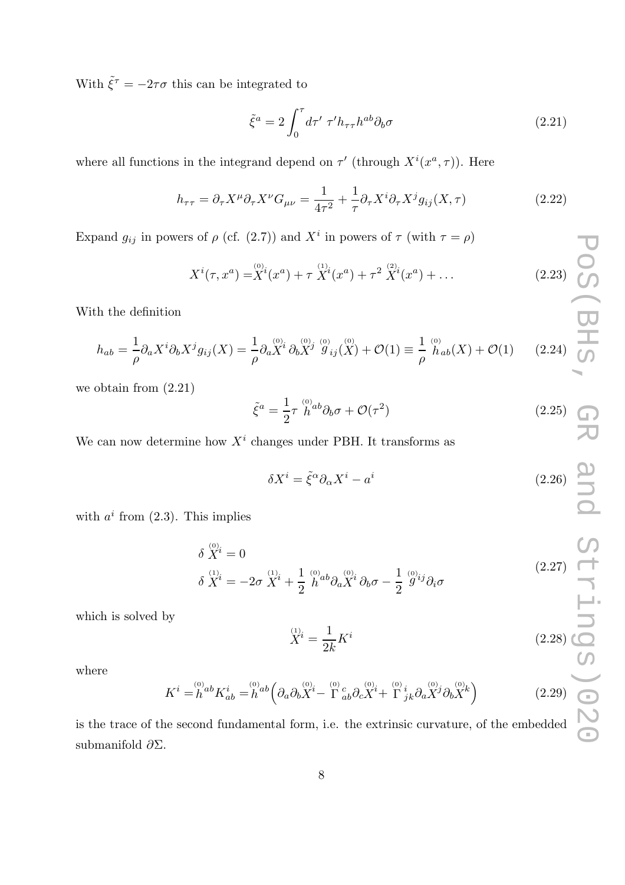With $\tilde{\xi}^\tau = -2\tau\sigma$ this can be integrated to

$$\tilde{\xi}^a = 2\int_0^\tau d\tau' \; \tau' h_{\tau\tau} h^{ab} \partial_b \sigma \tag{2.21}$$

where all functions in the integrand depend on $\tau'$ (through $X^i(x^a, \tau)$). Here

$$h_{\tau\tau} = \partial_\tau X^\mu \partial_\tau X^\nu G_{\mu\nu} = \frac{1}{4\tau^2} + \frac{1}{\tau} \partial_\tau X^i \partial_\tau X^j g_{ij}(X, \tau) \tag{2.22}$$

Expand $g_{ij}$ in powers of $\rho$ (cf. (2.7)) and $X^i$ in powers of $\tau$ (with $\tau = \rho$)

$$X^i(\tau, x^a) = \overset{(0)}{X}{}^i(x^a) + \tau \overset{(1)}{X}{}^i(x^a) + \tau^2 \overset{(2)}{X}{}^i(x^a) + \ldots \tag{2.23}$$

With the definition

$$h_{ab} = \frac{1}{\rho} \partial_a X^i \partial_b X^j g_{ij}(X) = \frac{1}{\rho} \partial_a \overset{(0)}{X}{}^i \partial_b \overset{(0)}{X}{}^j \overset{(0)}{g}{}_{ij}(\overset{(0)}{X}) + \mathcal{O}(1) \equiv \frac{1}{\rho} \overset{(0)}{h}{}_{ab}(X) + \mathcal{O}(1) \tag{2.24}$$

we obtain from (2.21)

$$\tilde{\xi}^a = \frac{1}{2} \tau \overset{(0)}{h}{}^{ab} \partial_b \sigma + \mathcal{O}(\tau^2) \tag{2.25}$$

We can now determine how $X^i$ changes under PBH. It transforms as

$$\delta X^i = \tilde{\xi}^\alpha \partial_\alpha X^i - a^i \tag{2.26}$$

with $a^i$ from (2.3). This implies

$$\begin{aligned} \delta \overset{(0)}{X}{}^i &= 0 \\ \delta \overset{(1)}{X}{}^i &= -2\sigma \overset{(1)}{X}{}^i + \frac{1}{2} \overset{(0)}{h}{}^{ab} \partial_a \overset{(0)}{X}{}^i \partial_b \sigma - \frac{1}{2} \overset{(0)}{g}{}^{ij} \partial_i \sigma \end{aligned} \tag{2.27}$$

which is solved by

$$\overset{(1)}{X}{}^i = \frac{1}{2k} K^i \tag{2.28}$$

where

$$K^i = \overset{(0)}{h}{}^{ab} K^i_{ab} = \overset{(0)}{h}{}^{ab} \Big( \partial_a \partial_b \overset{(0)}{X}{}^i - \overset{(0)}{\Gamma}{}^c_{ab} \partial_c \overset{(0)}{X}{}^i + \overset{(0)}{\Gamma}{}^i_{jk} \partial_a \overset{(0)}{X}{}^j \partial_b \overset{(0)}{X}{}^k \Big) \tag{2.29}$$

is the trace of the second fundamental form, i.e. the extrinsic curvature, of the embedded submanifold $\partial\Sigma$.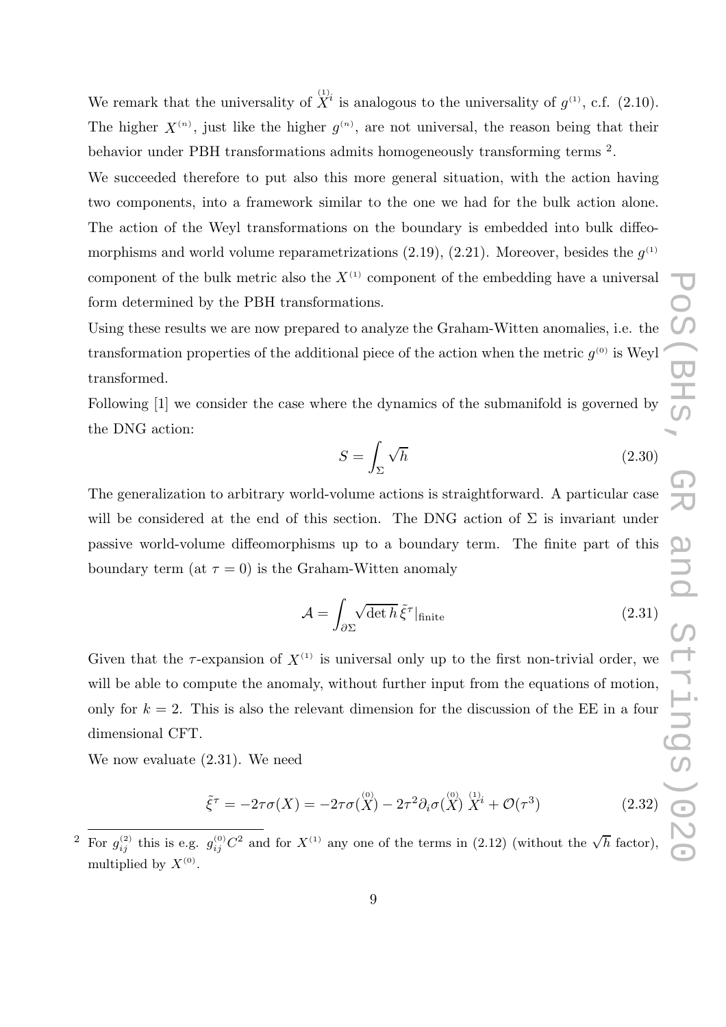We remark that the universality of $\overset{(1)}{X}{}^i$ is analogous to the universality of $g^{(1)}$, c.f. (2.10). The higher $X^{(n)}$, just like the higher $g^{(n)}$, are not universal, the reason being that their behavior under PBH transformations admits homogeneously transforming terms [2].

We succeeded therefore to put also this more general situation, with the action having two components, into a framework similar to the one we had for the bulk action alone. The action of the Weyl transformations on the boundary is embedded into bulk diffeomorphisms and world volume reparametrizations (2.19), (2.21). Moreover, besides the $g^{(1)}$ component of the bulk metric also the $X^{(1)}$ component of the embedding have a universal form determined by the PBH transformations.

Using these results we are now prepared to analyze the Graham-Witten anomalies, i.e. the transformation properties of the additional piece of the action when the metric $g^{(0)}$ is Weyl transformed.

Following [1] we consider the case where the dynamics of the submanifold is governed by the DNG action:

$$S = \int_{\Sigma} \sqrt{h} \tag{2.30}$$

The generalization to arbitrary world-volume actions is straightforward. A particular case will be considered at the end of this section. The DNG action of $\Sigma$ is invariant under passive world-volume diffeomorphisms up to a boundary term. The finite part of this boundary term (at $\tau = 0$) is the Graham-Witten anomaly

$$\mathcal{A} = \int_{\partial\Sigma} \sqrt{\det h}\, \tilde{\xi}^{\tau}|_{\text{finite}} \tag{2.31}$$

Given that the $\tau$-expansion of $X^{(1)}$ is universal only up to the first non-trivial order, we will be able to compute the anomaly, without further input from the equations of motion, only for $k = 2$. This is also the relevant dimension for the discussion of the EE in a four dimensional CFT.

We now evaluate (2.31). We need

$$\tilde{\xi}^{\tau} = -2\tau\sigma(X) = -2\tau\sigma(\overset{(0)}{X}) - 2\tau^2 \partial_i \sigma(\overset{(0)}{X})\, \overset{(1)}{X}{}^i + \mathcal{O}(\tau^3) \tag{2.32}$$

[2] For $g^{(2)}_{ij}$ this is e.g. $g^{(0)}_{ij} C^2$ and for $X^{(1)}$ any one of the terms in (2.12) (without the $\sqrt{h}$ factor), multiplied by $X^{(0)}$.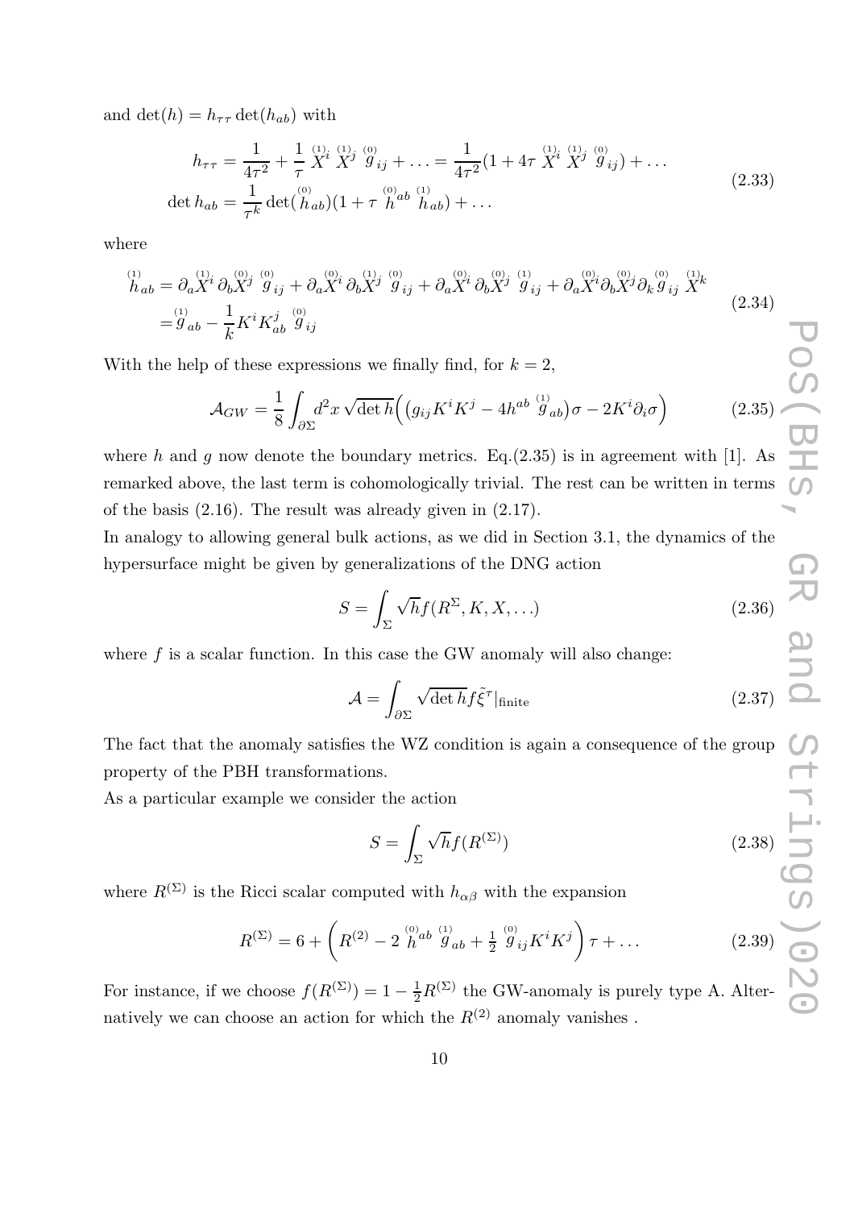and $\det(h) = h_{\tau\tau}\det(h_{ab})$ with

$$
\begin{aligned}
h_{\tau\tau} &= \frac{1}{4\tau^2} + \frac{1}{\tau}\overset{(1)}{X}{}^i\,\overset{(1)}{X}{}^j\,\overset{(0)}{g}{}_{ij} + \ldots = \frac{1}{4\tau^2}(1 + 4\tau\,\overset{(1)}{X}{}^i\,\overset{(1)}{X}{}^j\,\overset{(0)}{g}{}_{ij}) + \ldots \\
\det h_{ab} &= \frac{1}{\tau^k}\det(\overset{(0)}{h}{}_{ab})(1 + \tau\,\overset{(0)}{h}{}^{ab}\,\overset{(1)}{h}{}_{ab}) + \ldots
\end{aligned}
\tag{2.33}
$$

where

$$
\begin{aligned}
\overset{(1)}{h}{}_{ab} &= \partial_a\overset{(1)}{X}{}^i\,\partial_b\overset{(0)}{X}{}^j\,\overset{(0)}{g}{}_{ij} + \partial_a\overset{(0)}{X}{}^i\,\partial_b\overset{(1)}{X}{}^j\,\overset{(0)}{g}{}_{ij} + \partial_a\overset{(0)}{X}{}^i\,\partial_b\overset{(0)}{X}{}^j\,\overset{(1)}{g}{}_{ij} + \partial_a\overset{(0)}{X}{}^i\partial_b\overset{(0)}{X}{}^j\partial_k\overset{(0)}{g}{}_{ij}\,\overset{(1)}{X}{}^k \\
&= \overset{(1)}{g}{}_{ab} - \frac{1}{k}K^iK^j_{ab}\,\overset{(0)}{g}{}_{ij}
\end{aligned}
\tag{2.34}
$$

With the help of these expressions we finally find, for $k = 2$,

$$
\mathcal{A}_{GW} = \frac{1}{8}\int_{\partial\Sigma} d^2x\,\sqrt{\det h}\Big(\big(g_{ij}K^iK^j - 4h^{ab}\,\overset{(1)}{g}{}_{ab}\big)\sigma - 2K^i\partial_i\sigma\Big) \tag{2.35}
$$

where $h$ and $g$ now denote the boundary metrics. Eq.(2.35) is in agreement with [1]. As remarked above, the last term is cohomologically trivial. The rest can be written in terms of the basis (2.16). The result was already given in (2.17).

In analogy to allowing general bulk actions, as we did in Section 3.1, the dynamics of the hypersurface might be given by generalizations of the DNG action

$$
S = \int_{\Sigma}\sqrt{h}f(R^{\Sigma}, K, X, \ldots) \tag{2.36}
$$

where $f$ is a scalar function. In this case the GW anomaly will also change:

$$
\mathcal{A} = \int_{\partial\Sigma}\sqrt{\det h}f\tilde{\xi}^{\tau}|_{\text{finite}} \tag{2.37}
$$

The fact that the anomaly satisfies the WZ condition is again a consequence of the group property of the PBH transformations.

As a particular example we consider the action

$$
S = \int_{\Sigma}\sqrt{h}f(R^{(\Sigma)}) \tag{2.38}
$$

where $R^{(\Sigma)}$ is the Ricci scalar computed with $h_{\alpha\beta}$ with the expansion

$$
R^{(\Sigma)} = 6 + \left(R^{(2)} - 2\,\overset{(0)}{h}{}^{ab}\,\overset{(1)}{g}{}_{ab} + \tfrac{1}{2}\,\overset{(0)}{g}{}_{ij}K^iK^j\right)\tau + \ldots \tag{2.39}
$$

For instance, if we choose $f(R^{(\Sigma)}) = 1 - \frac{1}{2}R^{(\Sigma)}$ the GW-anomaly is purely type A. Alternatively we can choose an action for which the $R^{(2)}$ anomaly vanishes .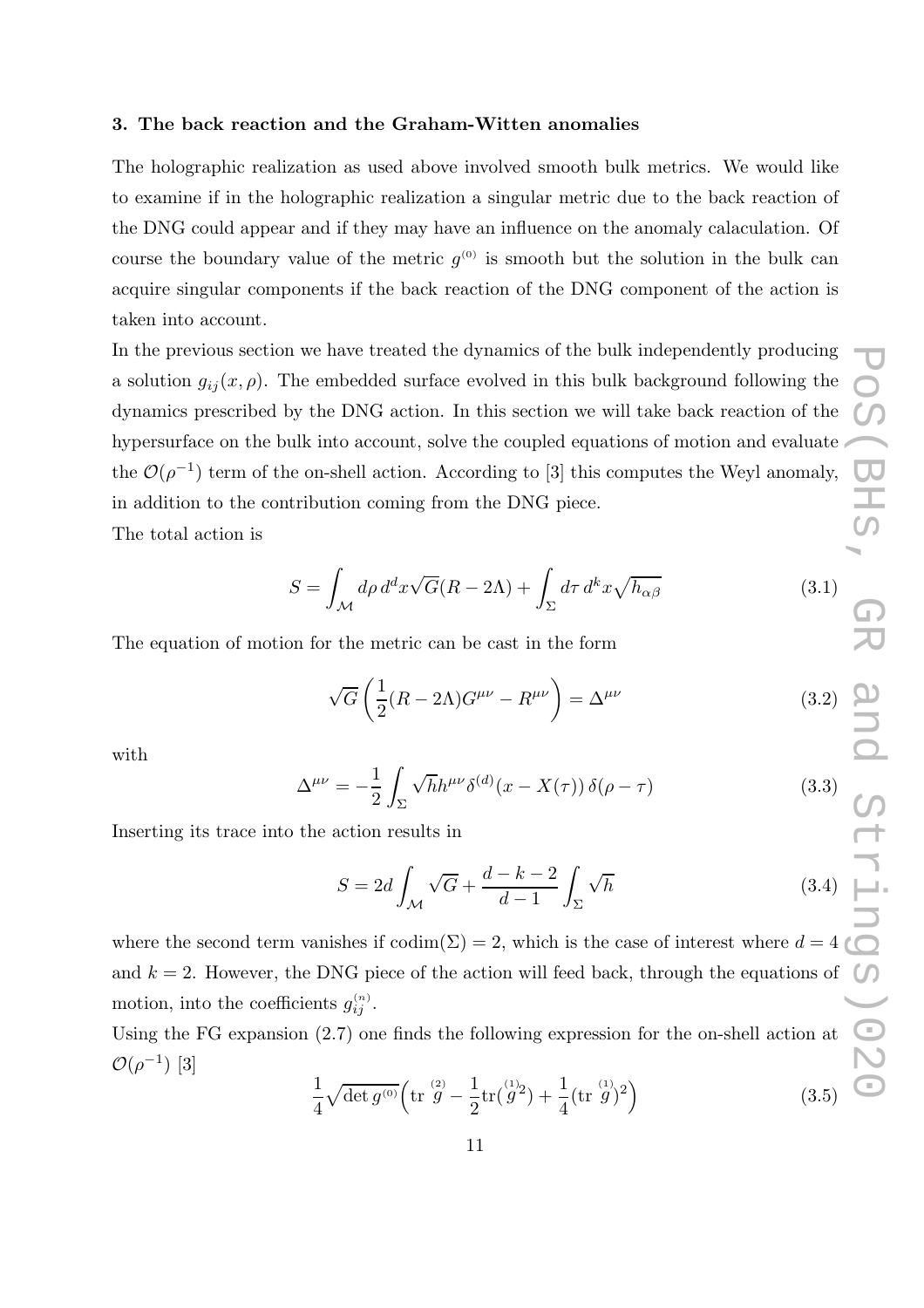### 3. The back reaction and the Graham-Witten anomalies

The holographic realization as used above involved smooth bulk metrics. We would like to examine if in the holographic realization a singular metric due to the back reaction of the DNG could appear and if they may have an influence on the anomaly calaculation. Of course the boundary value of the metric $g^{(0)}$ is smooth but the solution in the bulk can acquire singular components if the back reaction of the DNG component of the action is taken into account.

In the previous section we have treated the dynamics of the bulk independently producing a solution $g_{ij}(x,\rho)$. The embedded surface evolved in this bulk background following the dynamics prescribed by the DNG action. In this section we will take back reaction of the hypersurface on the bulk into account, solve the coupled equations of motion and evaluate the $\mathcal{O}(\rho^{-1})$ term of the on-shell action. According to [3] this computes the Weyl anomaly, in addition to the contribution coming from the DNG piece.

The total action is

$$S = \int_{\mathcal{M}} d\rho\, d^d x \sqrt{G}(R - 2\Lambda) + \int_{\Sigma} d\tau\, d^k x \sqrt{h_{\alpha\beta}} \tag{3.1}$$

The equation of motion for the metric can be cast in the form

$$\sqrt{G}\left(\frac{1}{2}(R-2\Lambda)G^{\mu\nu} - R^{\mu\nu}\right) = \Delta^{\mu\nu} \tag{3.2}$$

with

$$\Delta^{\mu\nu} = -\frac{1}{2}\int_{\Sigma} \sqrt{h} h^{\mu\nu} \delta^{(d)}(x - X(\tau))\, \delta(\rho - \tau) \tag{3.3}$$

Inserting its trace into the action results in

$$S = 2d \int_{\mathcal{M}} \sqrt{G} + \frac{d-k-2}{d-1}\int_{\Sigma}\sqrt{h} \tag{3.4}$$

where the second term vanishes if $\mathrm{codim}(\Sigma) = 2$, which is the case of interest where $d = 4$ and $k = 2$. However, the DNG piece of the action will feed back, through the equations of motion, into the coefficients $g_{ij}^{(n)}$.

Using the FG expansion (2.7) one finds the following expression for the on-shell action at $\mathcal{O}(\rho^{-1})$ [3]

$$\frac{1}{4}\sqrt{\det g^{(0)}}\Big(\mathrm{tr}\ \overset{(2)}{g} - \frac{1}{2}\mathrm{tr}(\overset{(1)}{g}{}^2) + \frac{1}{4}(\mathrm{tr}\ \overset{(1)}{g})^2\Big) \tag{3.5}$$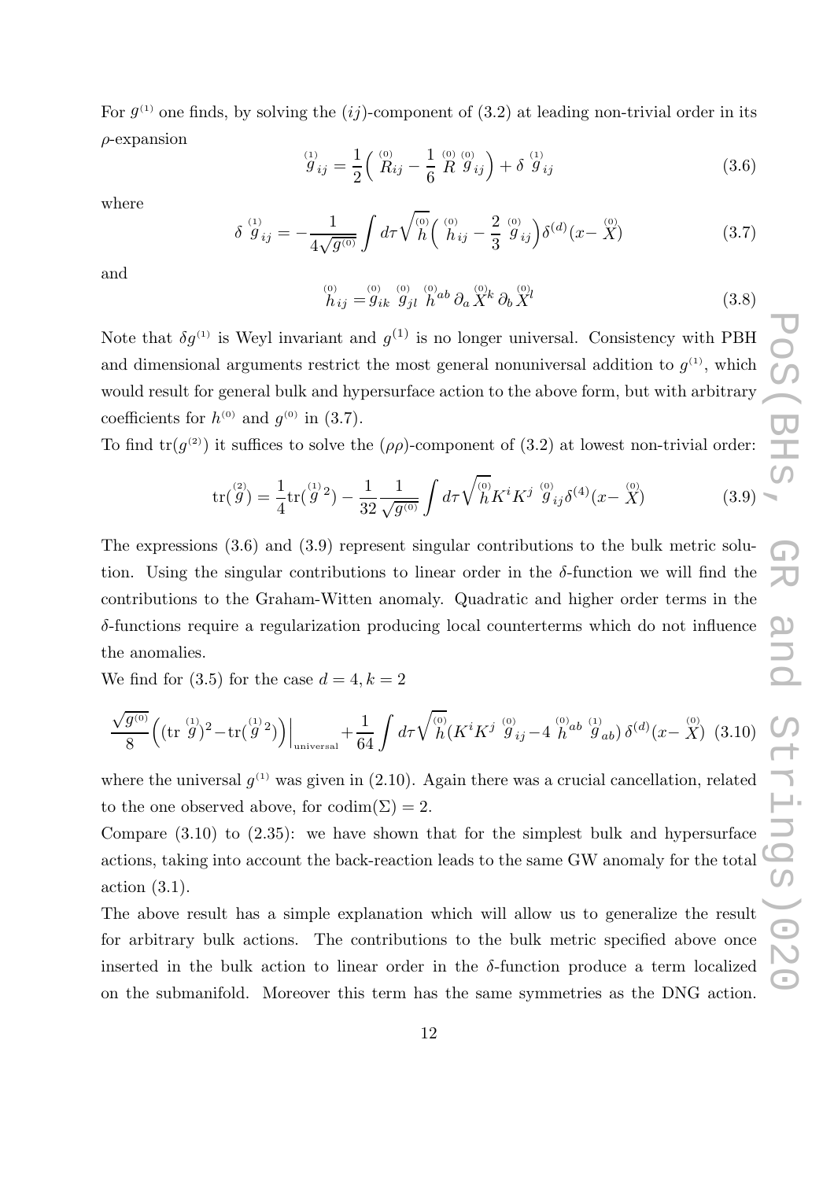For $g^{(1)}$ one finds, by solving the $(ij)$-component of (3.2) at leading non-trivial order in its $\rho$-expansion

$$\overset{(1)}{g}_{ij} = \frac{1}{2}\Big(\overset{(0)}{R}_{ij} - \frac{1}{6}\overset{(0)}{R}\overset{(0)}{g}_{ij}\Big) + \delta\overset{(1)}{g}_{ij} \tag{3.6}$$

where

$$\delta\overset{(1)}{g}_{ij} = -\frac{1}{4\sqrt{g^{(0)}}}\int d\tau\sqrt{\overset{(0)}{h}}\Big(\overset{(0)}{h}_{ij} - \frac{2}{3}\overset{(0)}{g}_{ij}\Big)\delta^{(d)}(x-\overset{(0)}{X}) \tag{3.7}$$

and

$$\overset{(0)}{h}_{ij} = \overset{(0)}{g}_{ik}\overset{(0)}{g}_{jl}\overset{(0)}{h}{}^{ab}\partial_a\overset{(0)}{X}{}^k\partial_b\overset{(0)}{X}{}^l \tag{3.8}$$

Note that $\delta g^{(1)}$ is Weyl invariant and $g^{(1)}$ is no longer universal. Consistency with PBH and dimensional arguments restrict the most general nonuniversal addition to $g^{(1)}$, which would result for general bulk and hypersurface action to the above form, but with arbitrary coefficients for $h^{(0)}$ and $g^{(0)}$ in (3.7).

To find $\mathrm{tr}(g^{(2)})$ it suffices to solve the $(\rho\rho)$-component of (3.2) at lowest non-trivial order:

$$\mathrm{tr}(\overset{(2)}{g}) = \frac{1}{4}\mathrm{tr}(\overset{(1)}{g}{}^2) - \frac{1}{32}\frac{1}{\sqrt{g^{(0)}}}\int d\tau\sqrt{\overset{(0)}{h}}K^iK^j\,\overset{(0)}{g}_{ij}\delta^{(4)}(x-\overset{(0)}{X}) \tag{3.9}$$

The expressions (3.6) and (3.9) represent singular contributions to the bulk metric solution. Using the singular contributions to linear order in the $\delta$-function we will find the contributions to the Graham-Witten anomaly. Quadratic and higher order terms in the $\delta$-functions require a regularization producing local counterterms which do not influence the anomalies.

We find for (3.5) for the case $d=4, k=2$

$$\frac{\sqrt{g^{(0)}}}{8}\Big((\mathrm{tr}\,\overset{(1)}{g})^2 - \mathrm{tr}(\overset{(1)}{g}{}^2)\Big)\Big|_{\text{universal}} + \frac{1}{64}\int d\tau\sqrt{\overset{(0)}{h}}(K^iK^j\,\overset{(0)}{g}_{ij} - 4\,\overset{(0)}{h}{}^{ab}\,\overset{(1)}{g}_{ab})\,\delta^{(d)}(x-\overset{(0)}{X}) \tag{3.10}$$

where the universal $g^{(1)}$ was given in (2.10). Again there was a crucial cancellation, related to the one observed above, for $\mathrm{codim}(\Sigma)=2$.

Compare (3.10) to (2.35): we have shown that for the simplest bulk and hypersurface actions, taking into account the back-reaction leads to the same GW anomaly for the total action (3.1).

The above result has a simple explanation which will allow us to generalize the result for arbitrary bulk actions. The contributions to the bulk metric specified above once inserted in the bulk action to linear order in the $\delta$-function produce a term localized on the submanifold. Moreover this term has the same symmetries as the DNG action.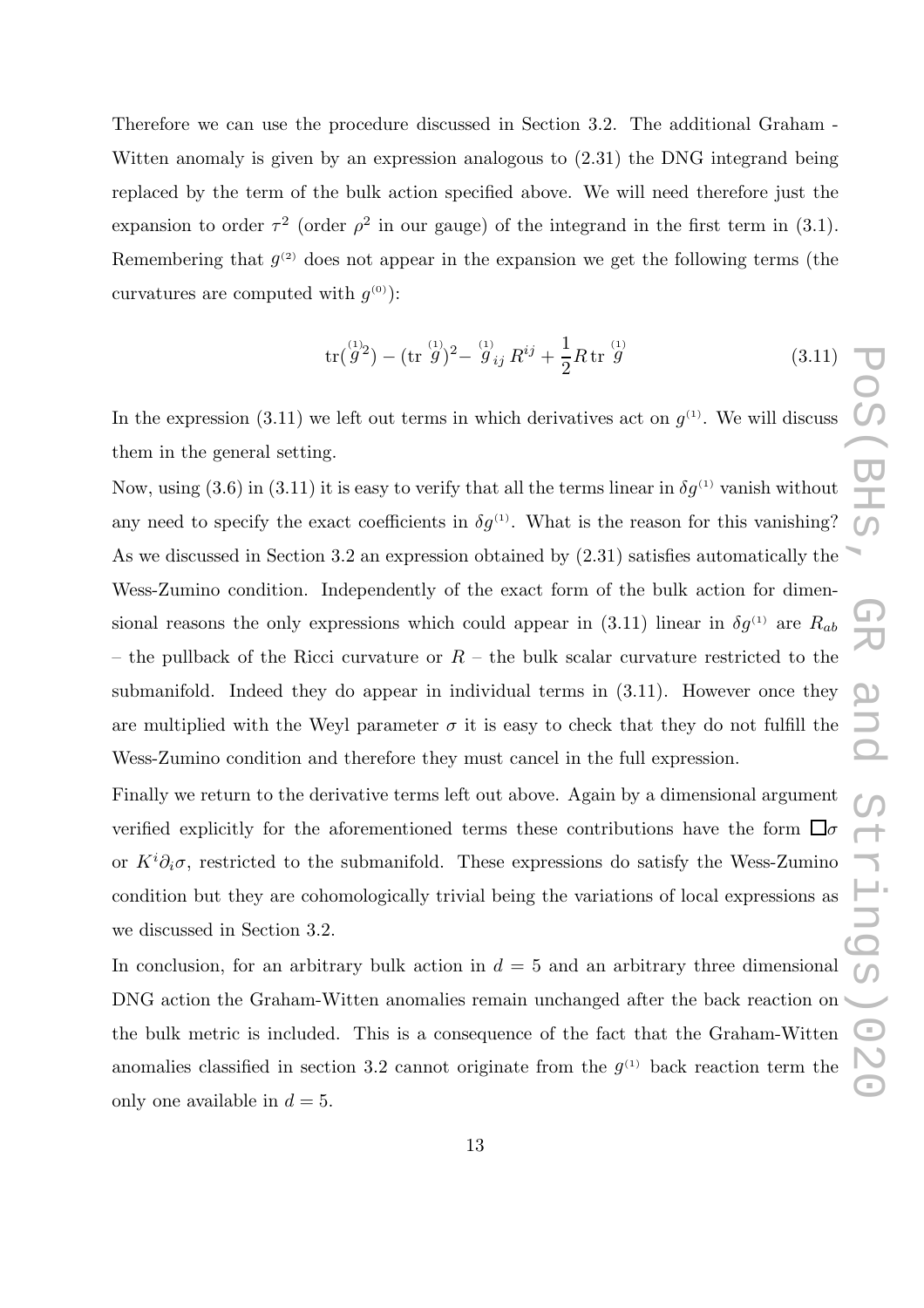Therefore we can use the procedure discussed in Section 3.2. The additional Graham - Witten anomaly is given by an expression analogous to (2.31) the DNG integrand being replaced by the term of the bulk action specified above. We will need therefore just the expansion to order $\tau^2$ (order $\rho^2$ in our gauge) of the integrand in the first term in (3.1). Remembering that $g^{(2)}$ does not appear in the expansion we get the following terms (the curvatures are computed with $g^{(0)}$):

$$
\mathrm{tr}(\overset{(1)}{g}{}^2) - (\mathrm{tr}\, \overset{(1)}{g})^2 - \overset{(1)}{g}_{ij}\, R^{ij} + \frac{1}{2} R\, \mathrm{tr}\, \overset{(1)}{g} \tag{3.11}
$$

In the expression (3.11) we left out terms in which derivatives act on $g^{(1)}$. We will discuss them in the general setting.

Now, using (3.6) in (3.11) it is easy to verify that all the terms linear in $\delta g^{(1)}$ vanish without any need to specify the exact coefficients in $\delta g^{(1)}$. What is the reason for this vanishing? As we discussed in Section 3.2 an expression obtained by (2.31) satisfies automatically the Wess-Zumino condition. Independently of the exact form of the bulk action for dimensional reasons the only expressions which could appear in (3.11) linear in $\delta g^{(1)}$ are $R_{ab}$ – the pullback of the Ricci curvature or $R$ – the bulk scalar curvature restricted to the submanifold. Indeed they do appear in individual terms in (3.11). However once they are multiplied with the Weyl parameter $\sigma$ it is easy to check that they do not fulfill the Wess-Zumino condition and therefore they must cancel in the full expression.

Finally we return to the derivative terms left out above. Again by a dimensional argument verified explicitly for the aforementioned terms these contributions have the form $\Box\sigma$ or $K^i\partial_i\sigma$, restricted to the submanifold. These expressions do satisfy the Wess-Zumino condition but they are cohomologically trivial being the variations of local expressions as we discussed in Section 3.2.

In conclusion, for an arbitrary bulk action in $d = 5$ and an arbitrary three dimensional DNG action the Graham-Witten anomalies remain unchanged after the back reaction on the bulk metric is included. This is a consequence of the fact that the Graham-Witten anomalies classified in section 3.2 cannot originate from the $g^{(1)}$ back reaction term the only one available in $d = 5$.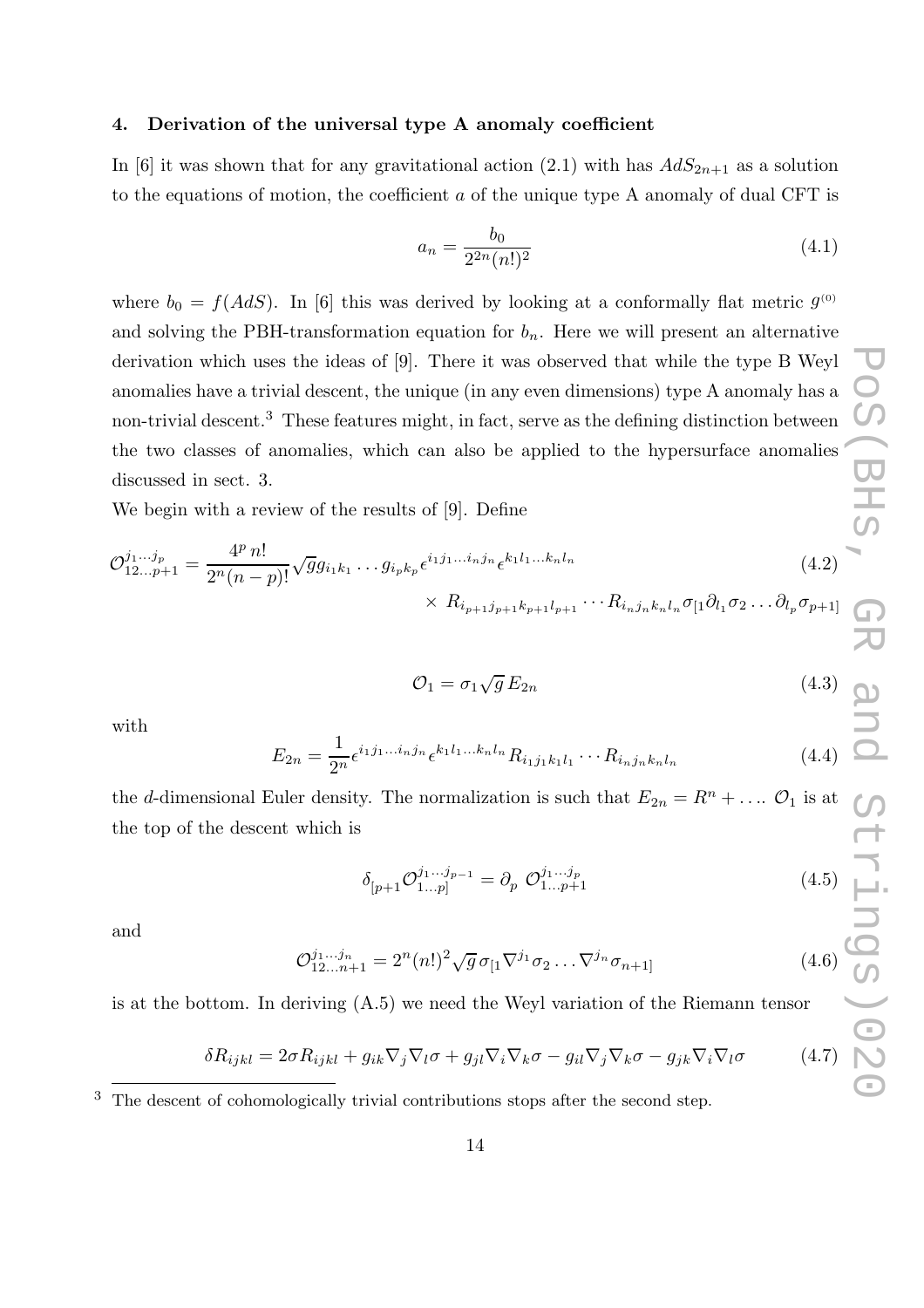#### 4. Derivation of the universal type A anomaly coefficient

In [6] it was shown that for any gravitational action (2.1) with has $AdS_{2n+1}$ as a solution to the equations of motion, the coefficient $a$ of the unique type A anomaly of dual CFT is

$$a_n = \frac{b_0}{2^{2n}(n!)^2} \tag{4.1}$$

where $b_0 = f(AdS)$. In [6] this was derived by looking at a conformally flat metric $g^{(0)}$ and solving the PBH-transformation equation for $b_n$. Here we will present an alternative derivation which uses the ideas of [9]. There it was observed that while the type B Weyl anomalies have a trivial descent, the unique (in any even dimensions) type A anomaly has a non-trivial descent.[3] These features might, in fact, serve as the defining distinction between the two classes of anomalies, which can also be applied to the hypersurface anomalies discussed in sect. 3.

We begin with a review of the results of [9]. Define

$$\mathcal{O}^{j_1\ldots j_p}_{12\ldots p+1} = \frac{4^p\, n!}{2^n(n-p)!}\sqrt{g}g_{i_1k_1}\ldots g_{i_pk_p}\epsilon^{i_1j_1\ldots i_nj_n}\epsilon^{k_1l_1\ldots k_nl_n} \times R_{i_{p+1}j_{p+1}k_{p+1}l_{p+1}}\cdots R_{i_nj_nk_nl_n}\sigma_{[1}\partial_{l_1}\sigma_2\ldots\partial_{l_p}\sigma_{p+1]} \tag{4.2}$$

$$\mathcal{O}_1 = \sigma_1\sqrt{g}\,E_{2n} \tag{4.3}$$

with

$$E_{2n} = \frac{1}{2^n}\epsilon^{i_1j_1\ldots i_nj_n}\epsilon^{k_1l_1\ldots k_nl_n}R_{i_1j_1k_1l_1}\cdots R_{i_nj_nk_nl_n} \tag{4.4}$$

the $d$-dimensional Euler density. The normalization is such that $E_{2n} = R^n + \ldots$. $\mathcal{O}_1$ is at the top of the descent which is

$$\delta_{[p+1}\mathcal{O}^{j_1\ldots j_{p-1}}_{1\ldots p]} = \partial_p\ \mathcal{O}^{j_1\ldots j_p}_{1\ldots p+1} \tag{4.5}$$

and

$$\mathcal{O}^{j_1\ldots j_n}_{12\ldots n+1} = 2^n(n!)^2\sqrt{g}\,\sigma_{[1}\nabla^{j_1}\sigma_2\ldots\nabla^{j_n}\sigma_{n+1]} \tag{4.6}$$

is at the bottom. In deriving (A.5) we need the Weyl variation of the Riemann tensor

$$\delta R_{ijkl} = 2\sigma R_{ijkl} + g_{ik}\nabla_j\nabla_l\sigma + g_{jl}\nabla_i\nabla_k\sigma - g_{il}\nabla_j\nabla_k\sigma - g_{jk}\nabla_i\nabla_l\sigma \tag{4.7}$$

[3] The descent of cohomologically trivial contributions stops after the second step.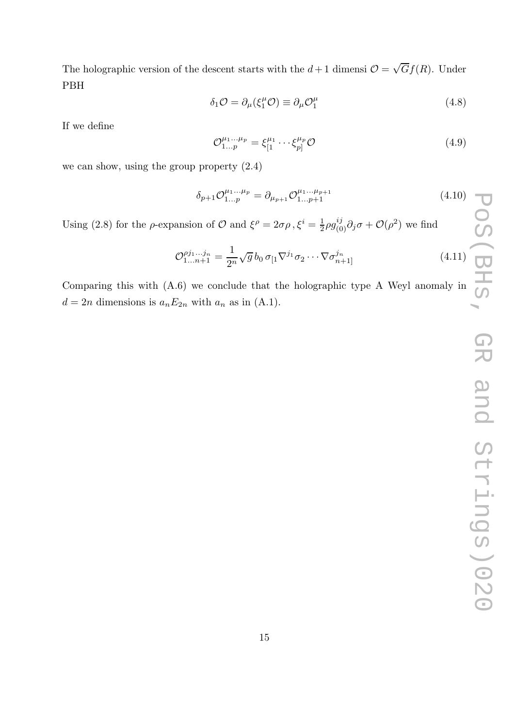The holographic version of the descent starts with the $d+1$ dimensi $\mathcal{O} = \sqrt{G}f(R)$. Under PBH

$$\delta_1 \mathcal{O} = \partial_\mu (\xi_1^\mu \mathcal{O}) \equiv \partial_\mu \mathcal{O}_1^\mu \tag{4.8}$$

If we define

$$\mathcal{O}_{1\ldots p}^{\mu_1 \ldots \mu_p} = \xi_{[1}^{\mu_1} \cdots \xi_{p]}^{\mu_p} \mathcal{O} \tag{4.9}$$

we can show, using the group property (2.4)

$$\delta_{p+1} \mathcal{O}_{1\ldots p}^{\mu_1 \ldots \mu_p} = \partial_{\mu_{p+1}} \mathcal{O}_{1\ldots p+1}^{\mu_1 \ldots \mu_{p+1}} \tag{4.10}$$

Using (2.8) for the $\rho$-expansion of $\mathcal{O}$ and $\xi^\rho = 2\sigma\rho\,, \xi^i = \frac{1}{2}\rho g_{(0)}^{ij}\partial_j \sigma + \mathcal{O}(\rho^2)$ we find

$$\mathcal{O}_{1\ldots n+1}^{\rho j_1 \ldots j_n} = \frac{1}{2^n} \sqrt{g}\, b_0\, \sigma_{[1} \nabla^{j_1} \sigma_2 \cdots \nabla \sigma_{n+1]}^{j_n} \tag{4.11}$$

Comparing this with (A.6) we conclude that the holographic type A Weyl anomaly in $d = 2n$ dimensions is $a_n E_{2n}$ with $a_n$ as in (A.1).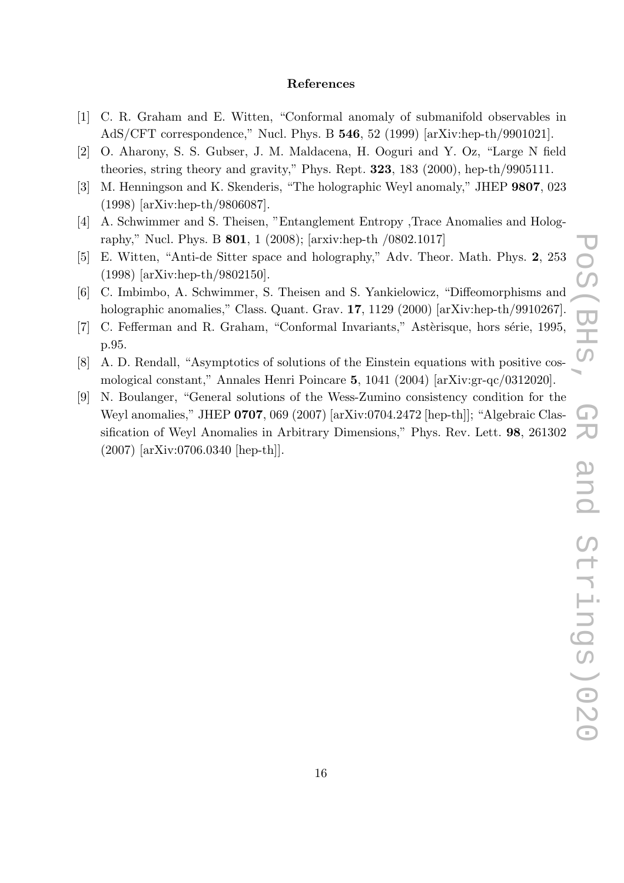## References

[1] C. R. Graham and E. Witten, "Conformal anomaly of submanifold observables in AdS/CFT correspondence," Nucl. Phys. B **546**, 52 (1999) [arXiv:hep-th/9901021].

[2] O. Aharony, S. S. Gubser, J. M. Maldacena, H. Ooguri and Y. Oz, "Large N field theories, string theory and gravity," Phys. Rept. **323**, 183 (2000), hep-th/9905111.

[3] M. Henningson and K. Skenderis, "The holographic Weyl anomaly," JHEP **9807**, 023 (1998) [arXiv:hep-th/9806087].

[4] A. Schwimmer and S. Theisen, "Entanglement Entropy ,Trace Anomalies and Holography," Nucl. Phys. B **801**, 1 (2008); [arxiv:hep-th /0802.1017]

[5] E. Witten, "Anti-de Sitter space and holography," Adv. Theor. Math. Phys. **2**, 253 (1998) [arXiv:hep-th/9802150].

[6] C. Imbimbo, A. Schwimmer, S. Theisen and S. Yankielowicz, "Diffeomorphisms and holographic anomalies," Class. Quant. Grav. **17**, 1129 (2000) [arXiv:hep-th/9910267].

[7] C. Fefferman and R. Graham, "Conformal Invariants," Astèrisque, hors série, 1995, p.95.

[8] A. D. Rendall, "Asymptotics of solutions of the Einstein equations with positive cosmological constant," Annales Henri Poincare **5**, 1041 (2004) [arXiv:gr-qc/0312020].

[9] N. Boulanger, "General solutions of the Wess-Zumino consistency condition for the Weyl anomalies," JHEP **0707**, 069 (2007) [arXiv:0704.2472 [hep-th]]; "Algebraic Classification of Weyl Anomalies in Arbitrary Dimensions," Phys. Rev. Lett. **98**, 261302 (2007) [arXiv:0706.0340 [hep-th]].